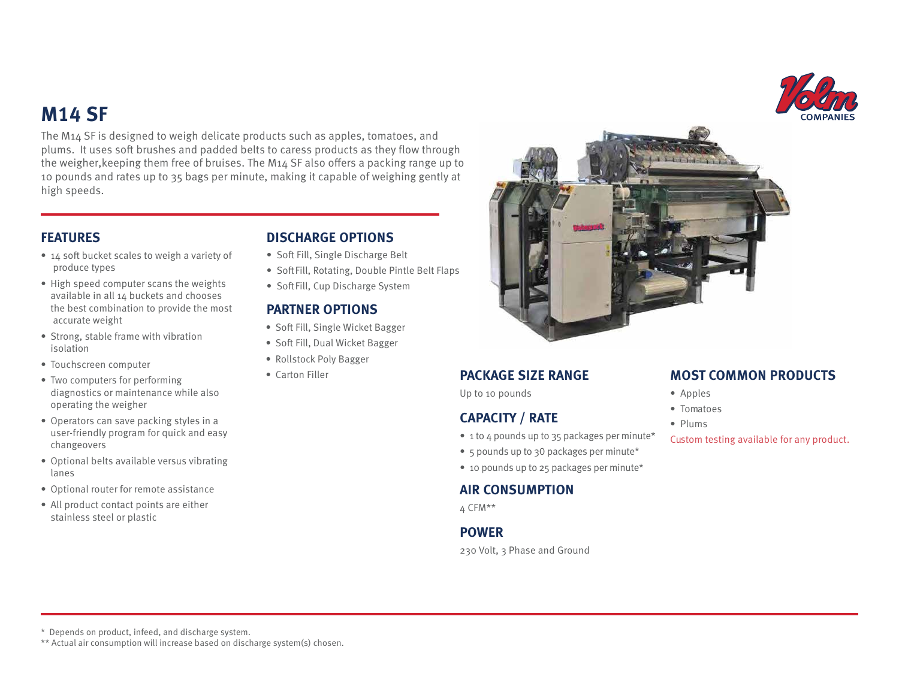# M14 SF

The M14 SF is designed to weigh delicate products such as apples, tomatoes, and plums. It uses soft brushes and padded belts to caress products as they flow through the weigher,keeping them free of bruises. The M14 SF also offers a packing range up to 10 pounds and rates up to 35 bags per minute, making it capable of weighing gently at high speeds.

## FEATURES

- 14 soft bucket scales to weigh a variety of produce types
- High speed computer scans the weights available in all 14 buckets and chooses the best combination to provide the most accurate weight
- Strong, stable frame with vibration isolation
- Touchscreen computer
- Two computers for performing diagnostics or maintenance while also operating the weigher
- Operators can save packing styles in a user-friendly program for quick and easy changeovers
- Optional belts available versus vibrating lanes
- Optional router for remote assistance
- All product contact points are either stainless steel or plastic

## DISCHARGE OPTIONS

- Soft Fill, Single Discharge Belt
- Soft Fill, Rotating, Double Pintle Belt Flaps
- Soft Fill, Cup Discharge System

## PARTNER OPTIONS

- Soft Fill, Single Wicket Bagger
- Soft Fill, Dual Wicket Bagger
- Rollstock Poly Bagger
- Carton Filler

## PACKAGE SIZE RANGE

Up to 10 pounds

## CAPACITY / RATE

- 1 to 4 pounds up to 35 packages per minute*
- 5 pounds up to 30 packages per minute*
- 10 pounds up to 25 packages per minute*

## AIR CONSUMPTION

4 CFM**

## POWER

230 Volt, 3 Phase and Ground

## MOST COMMON PRODUCTS

- Apples
- Tomatoes
- Plums

Custom testing available for any product.

\* Depends on product, infeed, and discharge system.

** Actual air consumption will increase based on discharge system(s) chosen.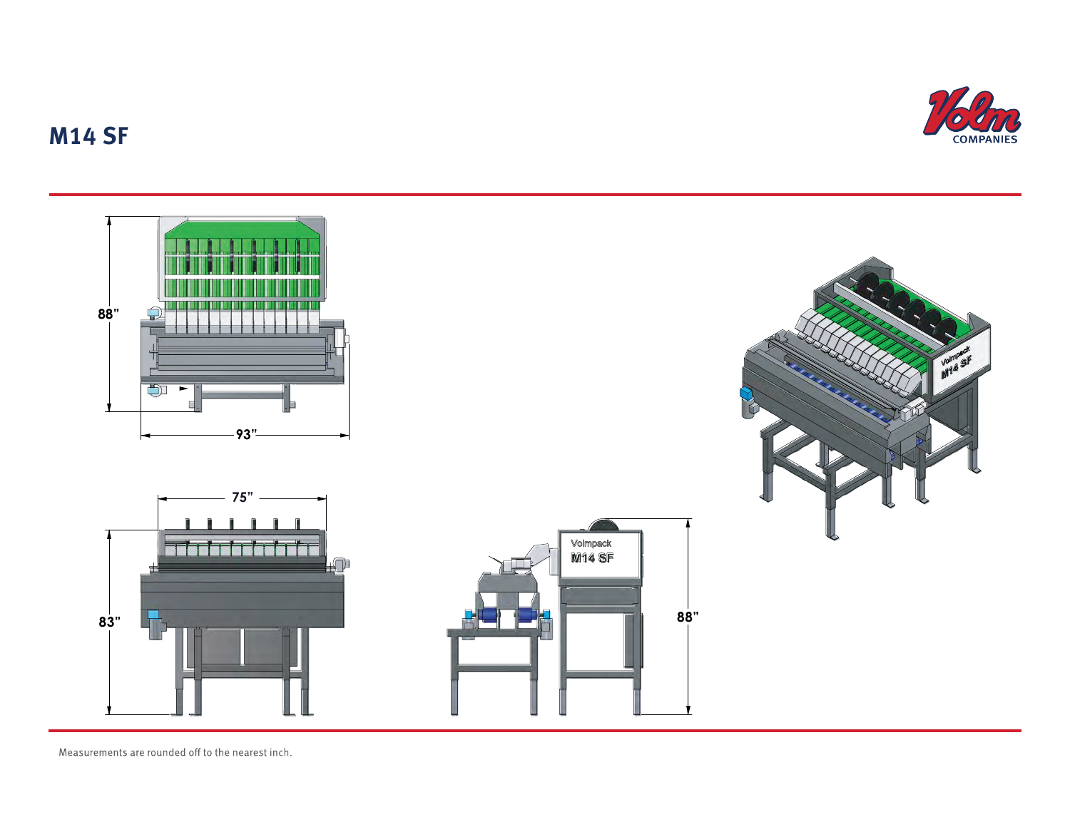# M14 SF

88"

93"

75"

83"

88"

Volmpack M14 SF

Measurements are rounded off to the nearest inch.